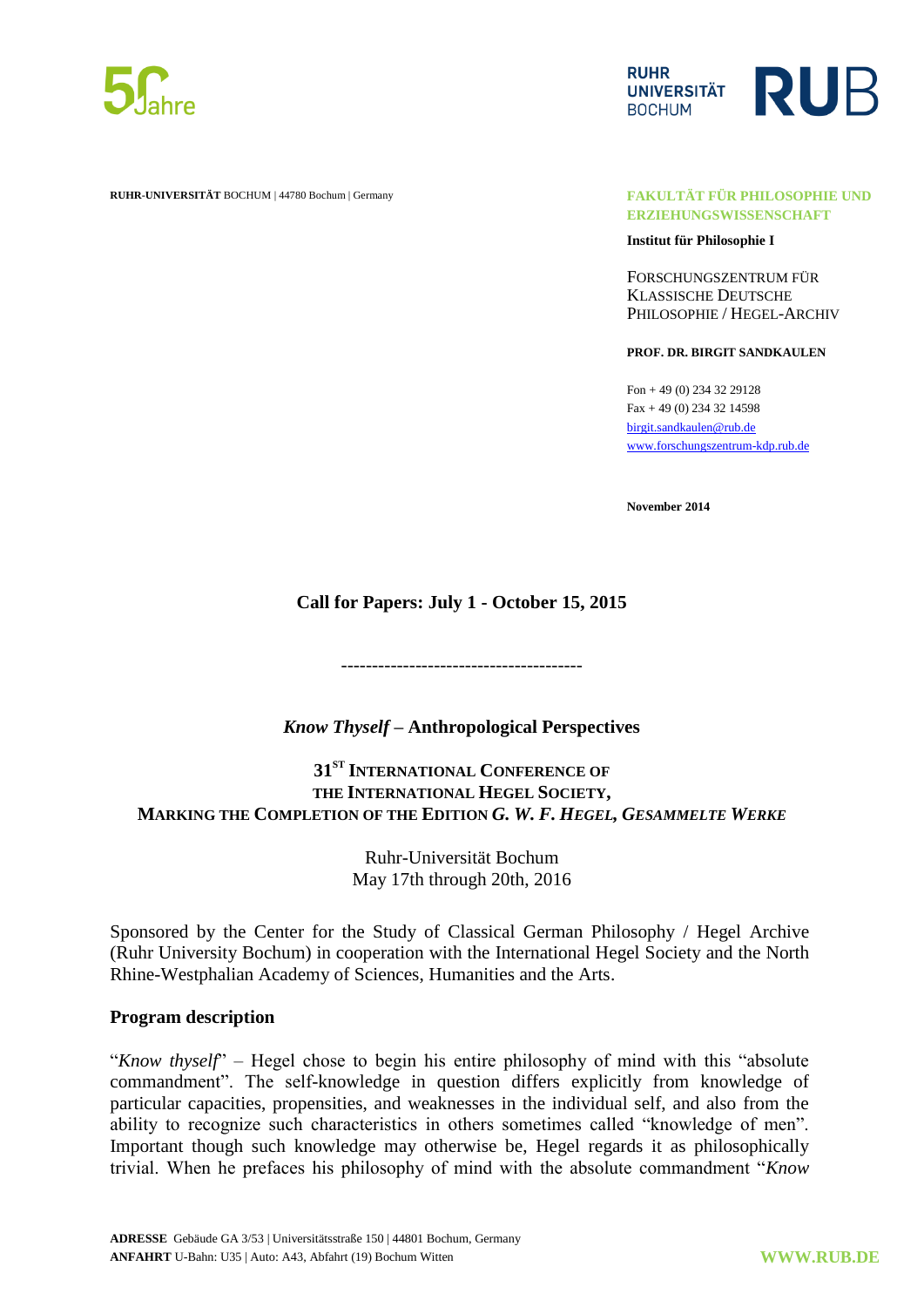RUHR-UNIVERSITÄT BOCHUM | 44780 Bochum | Germany

**FAKULTÄT FÜR PHILOSOPHIE UND ERZIEHUNGSWISSENSCHAFT**

**Institut für Philosophie I**

FORSCHUNGSZENTRUM FÜR KLASSISCHE DEUTSCHE PHILOSOPHIE / HEGEL-ARCHIV

**PROF. DR. BIRGIT SANDKAULEN**

Fon + 49 (0) 234 32 29128
Fax + 49 (0) 234 32 14598
birgit.sandkaulen@rub.de
www.forschungszentrum-kdp.rub.de

**November 2014**

**Call for Papers: July 1 - October 15, 2015**

---------------------------------------

## *Know Thyself* – Anthropological Perspectives

### 31ST INTERNATIONAL CONFERENCE OF THE INTERNATIONAL HEGEL SOCIETY, MARKING THE COMPLETION OF THE EDITION *G. W. F. HEGEL, GESAMMELTE WERKE*

Ruhr-Universität Bochum
May 17th through 20th, 2016

Sponsored by the Center for the Study of Classical German Philosophy / Hegel Archive (Ruhr University Bochum) in cooperation with the International Hegel Society and the North Rhine-Westphalian Academy of Sciences, Humanities and the Arts.

### Program description

"*Know thyself*" – Hegel chose to begin his entire philosophy of mind with this "absolute commandment". The self-knowledge in question differs explicitly from knowledge of particular capacities, propensities, and weaknesses in the individual self, and also from the ability to recognize such characteristics in others sometimes called "knowledge of men". Important though such knowledge may otherwise be, Hegel regards it as philosophically trivial. When he prefaces his philosophy of mind with the absolute commandment "*Know*

**ADRESSE** Gebäude GA 3/53 | Universitätsstraße 150 | 44801 Bochum, Germany
**ANFAHRT** U-Bahn: U35 | Auto: A43, Abfahrt (19) Bochum Witten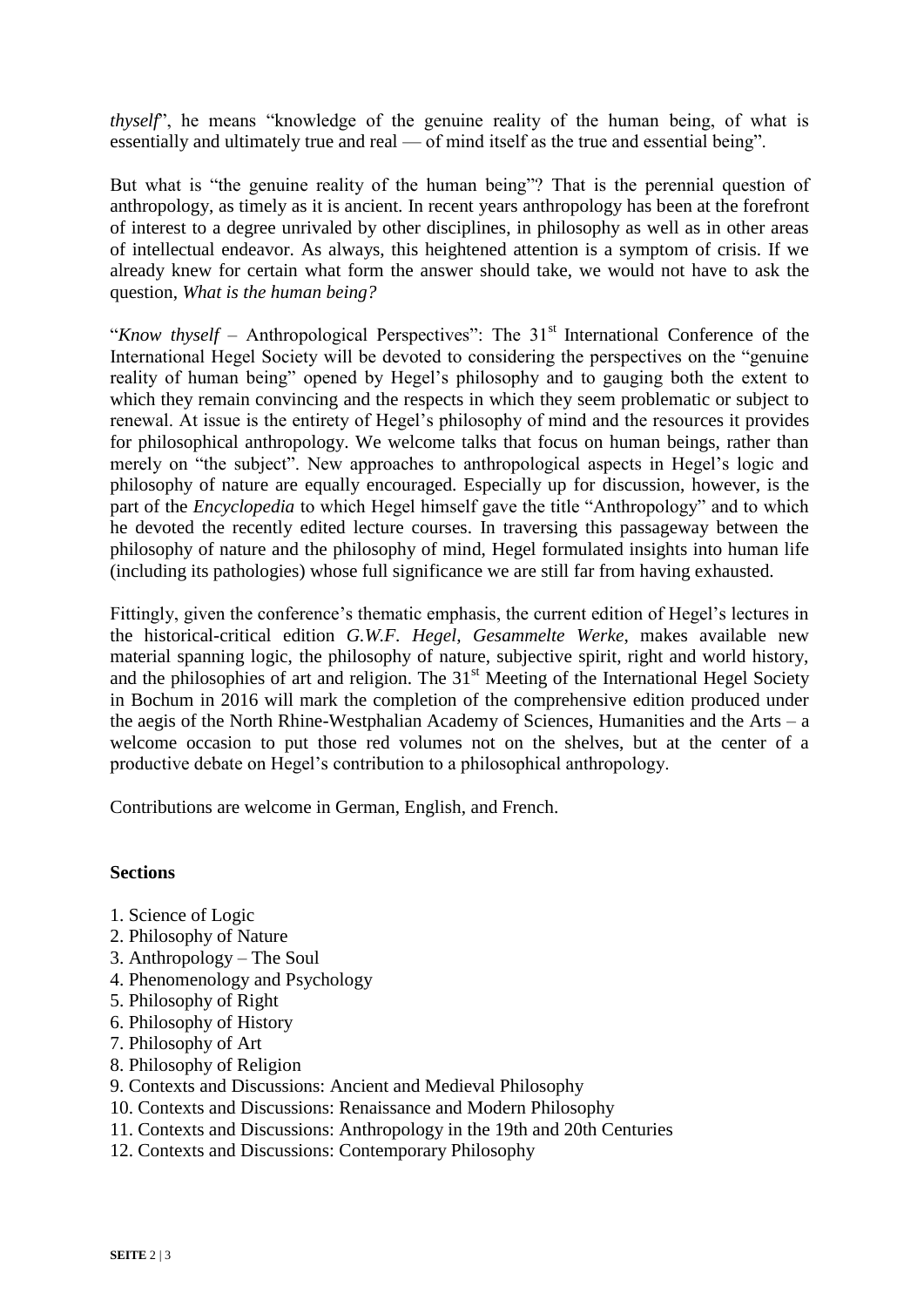*thyself*", he means "knowledge of the genuine reality of the human being, of what is essentially and ultimately true and real — of mind itself as the true and essential being".

But what is "the genuine reality of the human being"? That is the perennial question of anthropology, as timely as it is ancient. In recent years anthropology has been at the forefront of interest to a degree unrivaled by other disciplines, in philosophy as well as in other areas of intellectual endeavor. As always, this heightened attention is a symptom of crisis. If we already knew for certain what form the answer should take, we would not have to ask the question, *What is the human being?*

"*Know thyself* – Anthropological Perspectives": The 31st International Conference of the International Hegel Society will be devoted to considering the perspectives on the "genuine reality of human being" opened by Hegel's philosophy and to gauging both the extent to which they remain convincing and the respects in which they seem problematic or subject to renewal. At issue is the entirety of Hegel's philosophy of mind and the resources it provides for philosophical anthropology. We welcome talks that focus on human beings, rather than merely on "the subject". New approaches to anthropological aspects in Hegel's logic and philosophy of nature are equally encouraged. Especially up for discussion, however, is the part of the *Encyclopedia* to which Hegel himself gave the title "Anthropology" and to which he devoted the recently edited lecture courses. In traversing this passageway between the philosophy of nature and the philosophy of mind, Hegel formulated insights into human life (including its pathologies) whose full significance we are still far from having exhausted.

Fittingly, given the conference's thematic emphasis, the current edition of Hegel's lectures in the historical-critical edition *G.W.F. Hegel, Gesammelte Werke*, makes available new material spanning logic, the philosophy of nature, subjective spirit, right and world history, and the philosophies of art and religion. The 31st Meeting of the International Hegel Society in Bochum in 2016 will mark the completion of the comprehensive edition produced under the aegis of the North Rhine-Westphalian Academy of Sciences, Humanities and the Arts – a welcome occasion to put those red volumes not on the shelves, but at the center of a productive debate on Hegel's contribution to a philosophical anthropology.

Contributions are welcome in German, English, and French.

**Sections**

1. Science of Logic
2. Philosophy of Nature
3. Anthropology – The Soul
4. Phenomenology and Psychology
5. Philosophy of Right
6. Philosophy of History
7. Philosophy of Art
8. Philosophy of Religion
9. Contexts and Discussions: Ancient and Medieval Philosophy
10. Contexts and Discussions: Renaissance and Modern Philosophy
11. Contexts and Discussions: Anthropology in the 19th and 20th Centuries
12. Contexts and Discussions: Contemporary Philosophy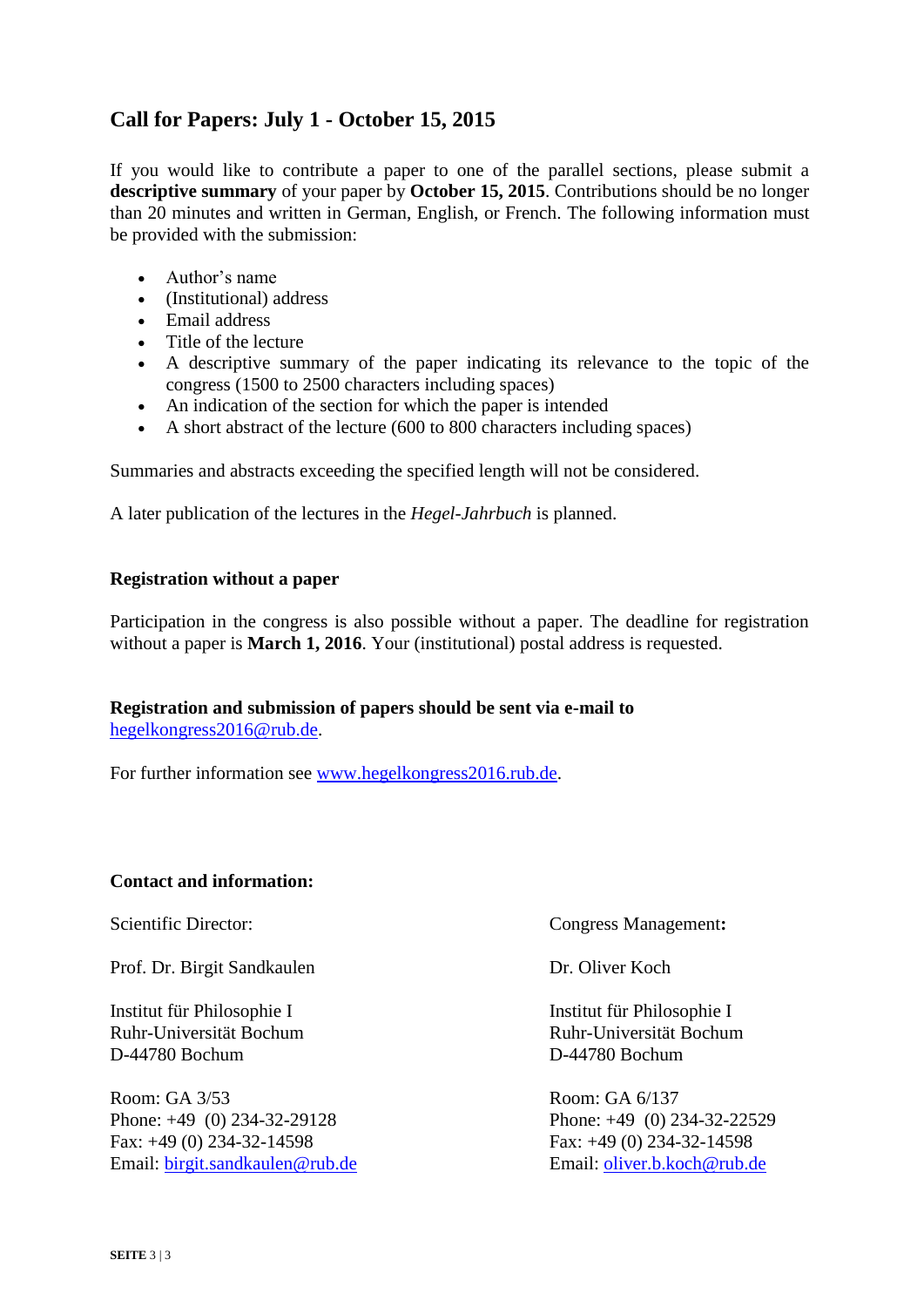## Call for Papers: July 1 - October 15, 2015

If you would like to contribute a paper to one of the parallel sections, please submit a **descriptive summary** of your paper by **October 15, 2015**. Contributions should be no longer than 20 minutes and written in German, English, or French. The following information must be provided with the submission:

- Author's name
- (Institutional) address
- Email address
- Title of the lecture
- A descriptive summary of the paper indicating its relevance to the topic of the congress (1500 to 2500 characters including spaces)
- An indication of the section for which the paper is intended
- A short abstract of the lecture (600 to 800 characters including spaces)

Summaries and abstracts exceeding the specified length will not be considered.

A later publication of the lectures in the *Hegel-Jahrbuch* is planned.

**Registration without a paper**

Participation in the congress is also possible without a paper. The deadline for registration without a paper is **March 1, 2016**. Your (institutional) postal address is requested.

**Registration and submission of papers should be sent via e-mail to**
hegelkongress2016@rub.de.

For further information see www.hegelkongress2016.rub.de.

**Contact and information:**

Scientific Director:

Prof. Dr. Birgit Sandkaulen

Institut für Philosophie I
Ruhr-Universität Bochum
D-44780 Bochum

Room: GA 3/53
Phone: +49 (0) 234-32-29128
Fax: +49 (0) 234-32-14598
Email: birgit.sandkaulen@rub.de

Congress Management**:**

Dr. Oliver Koch

Institut für Philosophie I
Ruhr-Universität Bochum
D-44780 Bochum

Room: GA 6/137
Phone: +49 (0) 234-32-22529
Fax: +49 (0) 234-32-14598
Email: oliver.b.koch@rub.de